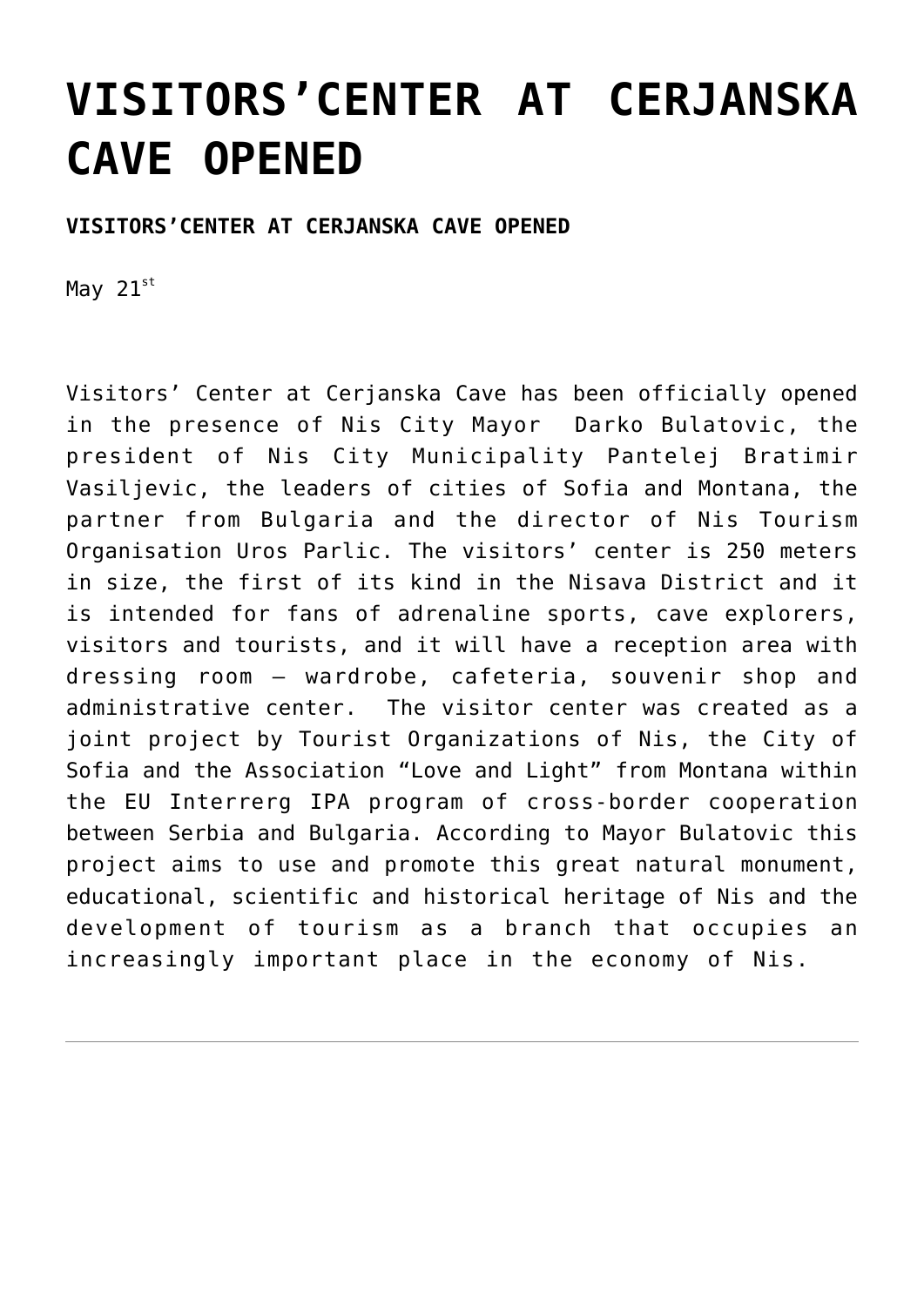# VISITORS'CENTER AT CERJANSKA CAVE OPENED

**VISITORS'CENTER AT CERJANSKA CAVE OPENED**

May 21st

Visitors' Center at Cerjanska Cave has been officially opened in the presence of Nis City Mayor Darko Bulatovic, the president of Nis City Municipality Pantelej Bratimir Vasiljevic, the leaders of cities of Sofia and Montana, the partner from Bulgaria and the director of Nis Tourism Organisation Uros Parlic. The visitors' center is 250 meters in size, the first of its kind in the Nisava District and it is intended for fans of adrenaline sports, cave explorers, visitors and tourists, and it will have a reception area with dressing room – wardrobe, cafeteria, souvenir shop and administrative center. The visitor center was created as a joint project by Tourist Organizations of Nis, the City of Sofia and the Association "Love and Light" from Montana within the EU Interrerg IPA program of cross-border cooperation between Serbia and Bulgaria. According to Mayor Bulatovic this project aims to use and promote this great natural monument, educational, scientific and historical heritage of Nis and the development of tourism as a branch that occupies an increasingly important place in the economy of Nis.

---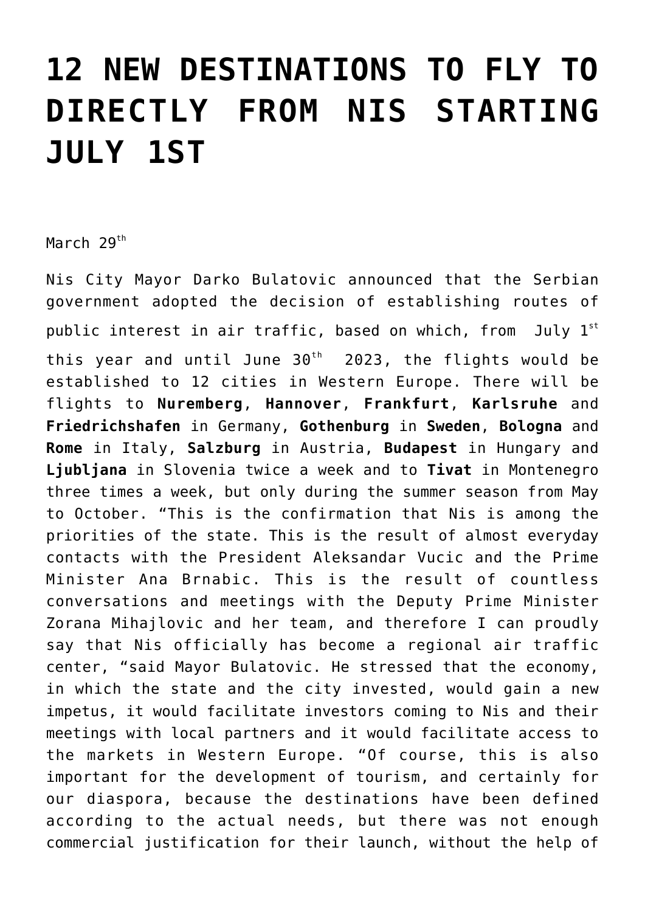# 12 NEW DESTINATIONS TO FLY TO DIRECTLY FROM NIS STARTING JULY 1ST

March 29th

Nis City Mayor Darko Bulatovic announced that the Serbian government adopted the decision of establishing routes of public interest in air traffic, based on which, from July 1st this year and until June 30th 2023, the flights would be established to 12 cities in Western Europe. There will be flights to **Nuremberg**, **Hannover**, **Frankfurt**, **Karlsruhe** and **Friedrichshafen** in Germany, **Gothenburg** in **Sweden**, **Bologna** and **Rome** in Italy, **Salzburg** in Austria, **Budapest** in Hungary and **Ljubljana** in Slovenia twice a week and to **Tivat** in Montenegro three times a week, but only during the summer season from May to October. "This is the confirmation that Nis is among the priorities of the state. This is the result of almost everyday contacts with the President Aleksandar Vucic and the Prime Minister Ana Brnabic. This is the result of countless conversations and meetings with the Deputy Prime Minister Zorana Mihajlovic and her team, and therefore I can proudly say that Nis officially has become a regional air traffic center, "said Mayor Bulatovic. He stressed that the economy, in which the state and the city invested, would gain a new impetus, it would facilitate investors coming to Nis and their meetings with local partners and it would facilitate access to the markets in Western Europe. "Of course, this is also important for the development of tourism, and certainly for our diaspora, because the destinations have been defined according to the actual needs, but there was not enough commercial justification for their launch, without the help of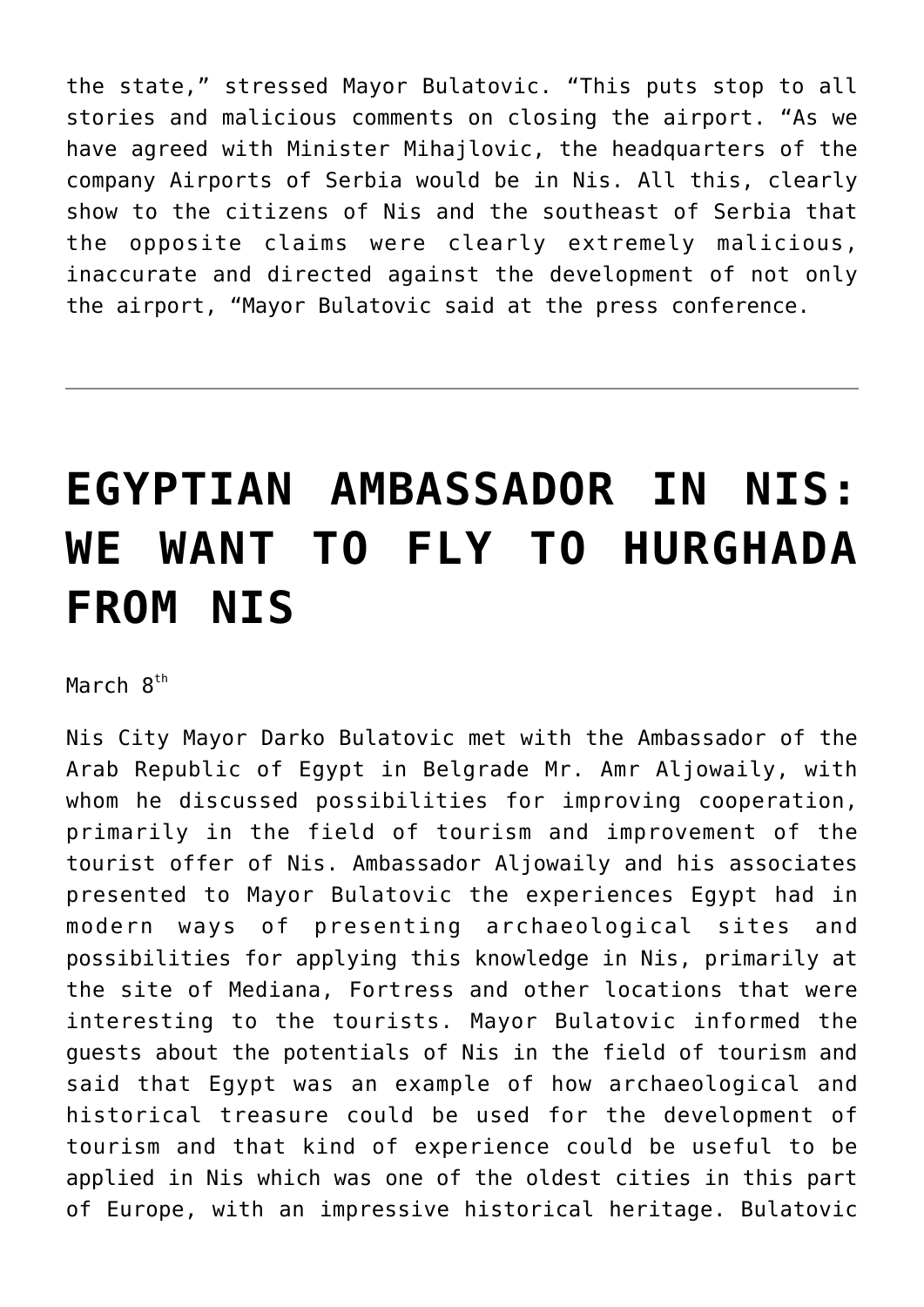the state," stressed Mayor Bulatovic. "This puts stop to all stories and malicious comments on closing the airport. "As we have agreed with Minister Mihajlovic, the headquarters of the company Airports of Serbia would be in Nis. All this, clearly show to the citizens of Nis and the southeast of Serbia that the opposite claims were clearly extremely malicious, inaccurate and directed against the development of not only the airport, "Mayor Bulatovic said at the press conference.

---

# EGYPTIAN AMBASSADOR IN NIS: WE WANT TO FLY TO HURGHADA FROM NIS

March 8th

Nis City Mayor Darko Bulatovic met with the Ambassador of the Arab Republic of Egypt in Belgrade Mr. Amr Aljowaily, with whom he discussed possibilities for improving cooperation, primarily in the field of tourism and improvement of the tourist offer of Nis. Ambassador Aljowaily and his associates presented to Mayor Bulatovic the experiences Egypt had in modern ways of presenting archaeological sites and possibilities for applying this knowledge in Nis, primarily at the site of Mediana, Fortress and other locations that were interesting to the tourists. Mayor Bulatovic informed the guests about the potentials of Nis in the field of tourism and said that Egypt was an example of how archaeological and historical treasure could be used for the development of tourism and that kind of experience could be useful to be applied in Nis which was one of the oldest cities in this part of Europe, with an impressive historical heritage. Bulatovic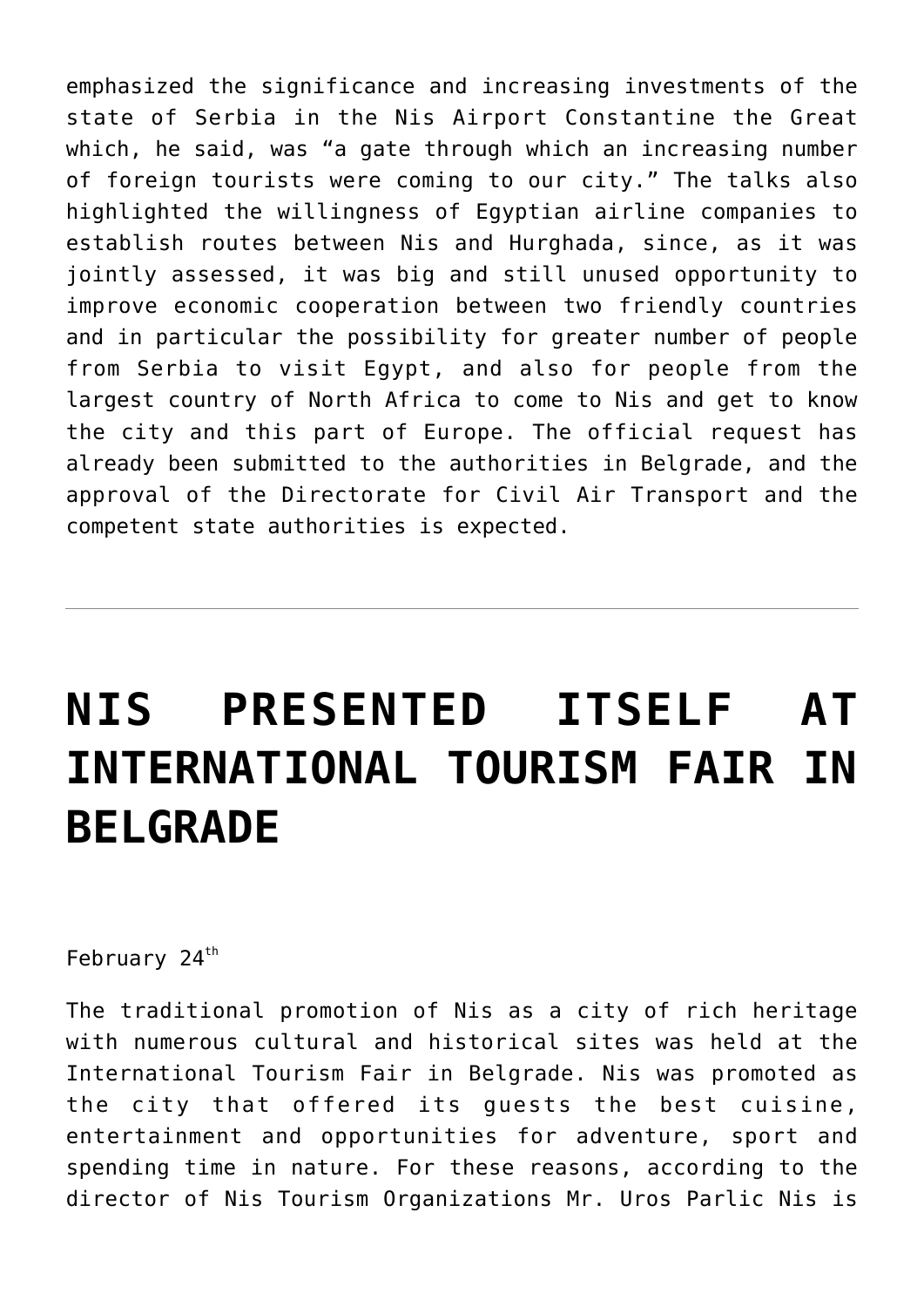emphasized the significance and increasing investments of the state of Serbia in the Nis Airport Constantine the Great which, he said, was "a gate through which an increasing number of foreign tourists were coming to our city." The talks also highlighted the willingness of Egyptian airline companies to establish routes between Nis and Hurghada, since, as it was jointly assessed, it was big and still unused opportunity to improve economic cooperation between two friendly countries and in particular the possibility for greater number of people from Serbia to visit Egypt, and also for people from the largest country of North Africa to come to Nis and get to know the city and this part of Europe. The official request has already been submitted to the authorities in Belgrade, and the approval of the Directorate for Civil Air Transport and the competent state authorities is expected.

---

# NIS PRESENTED ITSELF AT INTERNATIONAL TOURISM FAIR IN BELGRADE

February 24th

The traditional promotion of Nis as a city of rich heritage with numerous cultural and historical sites was held at the International Tourism Fair in Belgrade. Nis was promoted as the city that offered its guests the best cuisine, entertainment and opportunities for adventure, sport and spending time in nature. For these reasons, according to the director of Nis Tourism Organizations Mr. Uros Parlic Nis is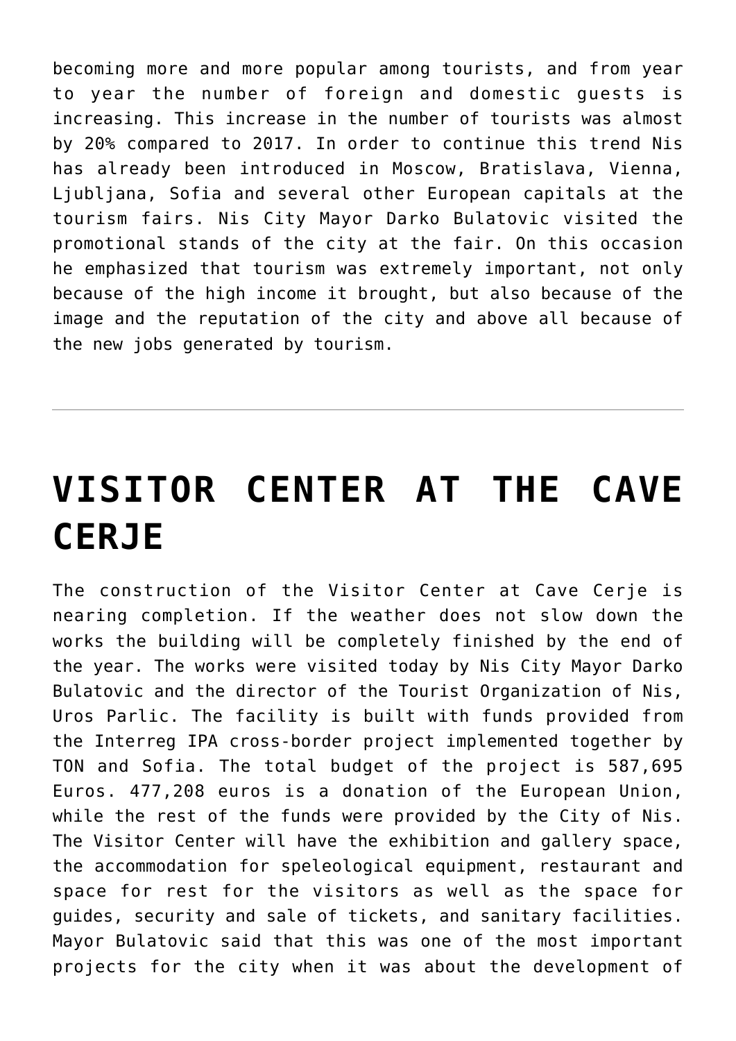becoming more and more popular among tourists, and from year to year the number of foreign and domestic guests is increasing. This increase in the number of tourists was almost by 20% compared to 2017. In order to continue this trend Nis has already been introduced in Moscow, Bratislava, Vienna, Ljubljana, Sofia and several other European capitals at the tourism fairs. Nis City Mayor Darko Bulatovic visited the promotional stands of the city at the fair. On this occasion he emphasized that tourism was extremely important, not only because of the high income it brought, but also because of the image and the reputation of the city and above all because of the new jobs generated by tourism.

---

# VISITOR CENTER AT THE CAVE CERJE

The construction of the Visitor Center at Cave Cerje is nearing completion. If the weather does not slow down the works the building will be completely finished by the end of the year. The works were visited today by Nis City Mayor Darko Bulatovic and the director of the Tourist Organization of Nis, Uros Parlic. The facility is built with funds provided from the Interreg IPA cross-border project implemented together by TON and Sofia. The total budget of the project is 587,695 Euros. 477,208 euros is a donation of the European Union, while the rest of the funds were provided by the City of Nis. The Visitor Center will have the exhibition and gallery space, the accommodation for speleological equipment, restaurant and space for rest for the visitors as well as the space for guides, security and sale of tickets, and sanitary facilities. Mayor Bulatovic said that this was one of the most important projects for the city when it was about the development of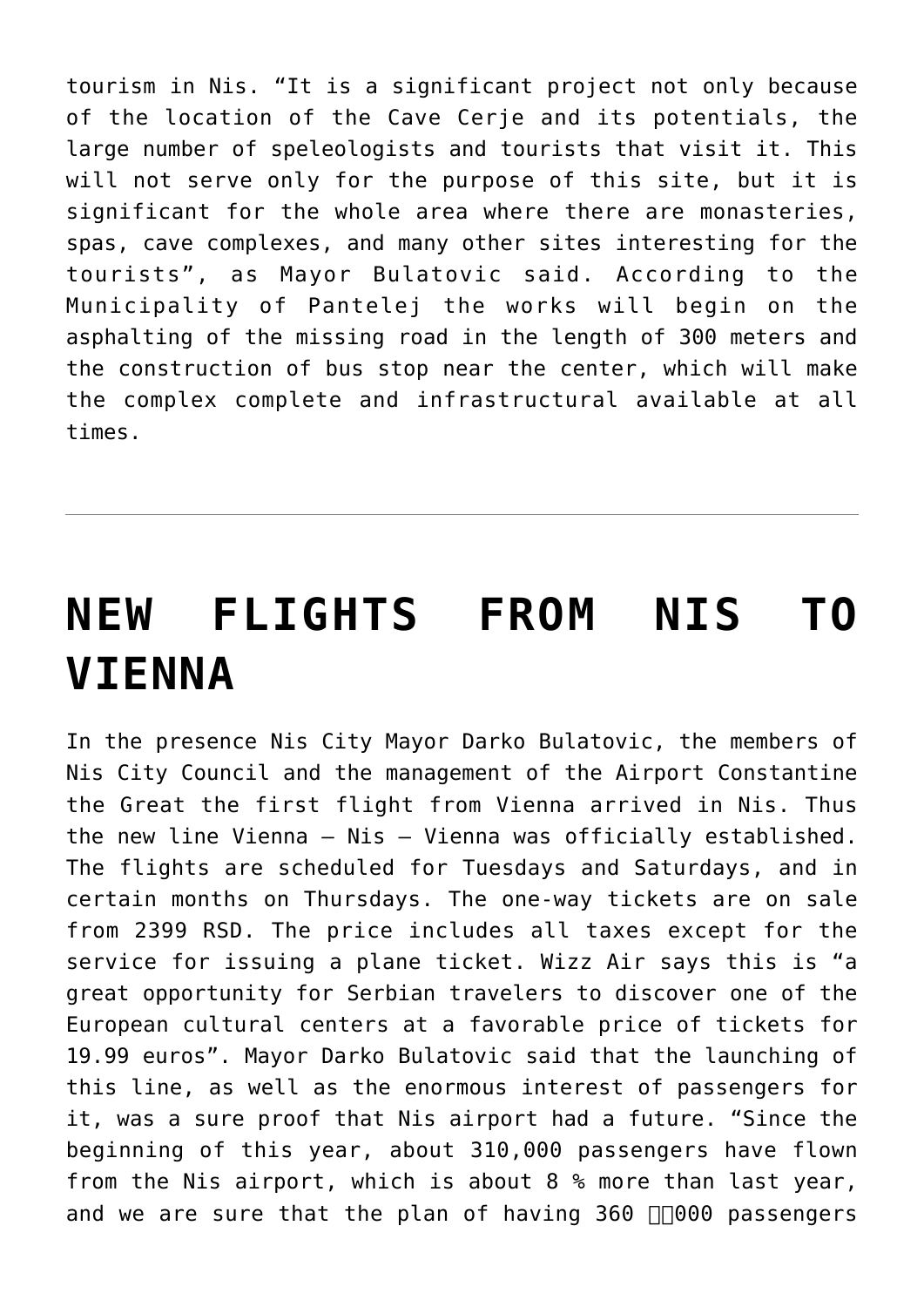tourism in Nis. "It is a significant project not only because of the location of the Cave Cerje and its potentials, the large number of speleologists and tourists that visit it. This will not serve only for the purpose of this site, but it is significant for the whole area where there are monasteries, spas, cave complexes, and many other sites interesting for the tourists", as Mayor Bulatovic said. According to the Municipality of Pantelej the works will begin on the asphalting of the missing road in the length of 300 meters and the construction of bus stop near the center, which will make the complex complete and infrastructural available at all times.

---

# NEW FLIGHTS FROM NIS TO VIENNA

In the presence Nis City Mayor Darko Bulatovic, the members of Nis City Council and the management of the Airport Constantine the Great the first flight from Vienna arrived in Nis. Thus the new line Vienna – Nis – Vienna was officially established. The flights are scheduled for Tuesdays and Saturdays, and in certain months on Thursdays. The one-way tickets are on sale from 2399 RSD. The price includes all taxes except for the service for issuing a plane ticket. Wizz Air says this is "a great opportunity for Serbian travelers to discover one of the European cultural centers at a favorable price of tickets for 19.99 euros". Mayor Darko Bulatovic said that the launching of this line, as well as the enormous interest of passengers for it, was a sure proof that Nis airport had a future. "Since the beginning of this year, about 310,000 passengers have flown from the Nis airport, which is about 8 % more than last year, and we are sure that the plan of having 360 000 passengers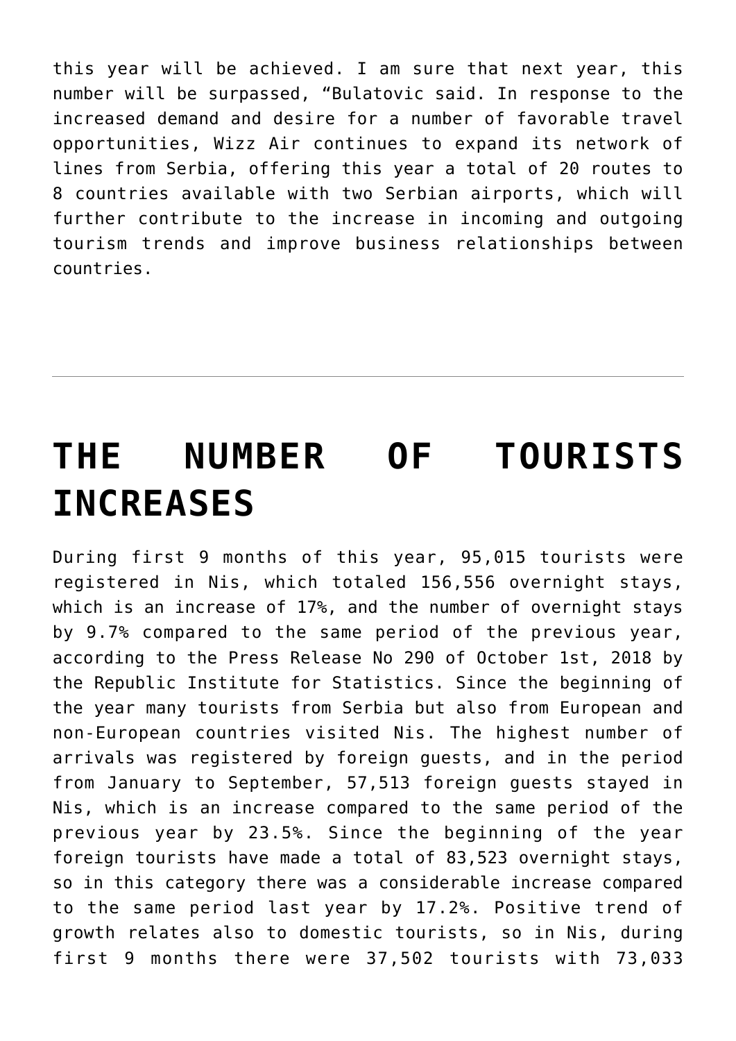this year will be achieved. I am sure that next year, this number will be surpassed, “Bulatovic said. In response to the increased demand and desire for a number of favorable travel opportunities, Wizz Air continues to expand its network of lines from Serbia, offering this year a total of 20 routes to 8 countries available with two Serbian airports, which will further contribute to the increase in incoming and outgoing tourism trends and improve business relationships between countries.

---

# THE NUMBER OF TOURISTS INCREASES

During first 9 months of this year, 95,015 tourists were registered in Nis, which totaled 156,556 overnight stays, which is an increase of 17%, and the number of overnight stays by 9.7% compared to the same period of the previous year, according to the Press Release No 290 of October 1st, 2018 by the Republic Institute for Statistics. Since the beginning of the year many tourists from Serbia but also from European and non-European countries visited Nis. The highest number of arrivals was registered by foreign guests, and in the period from January to September, 57,513 foreign guests stayed in Nis, which is an increase compared to the same period of the previous year by 23.5%. Since the beginning of the year foreign tourists have made a total of 83,523 overnight stays, so in this category there was a considerable increase compared to the same period last year by 17.2%. Positive trend of growth relates also to domestic tourists, so in Nis, during first 9 months there were 37,502 tourists with 73,033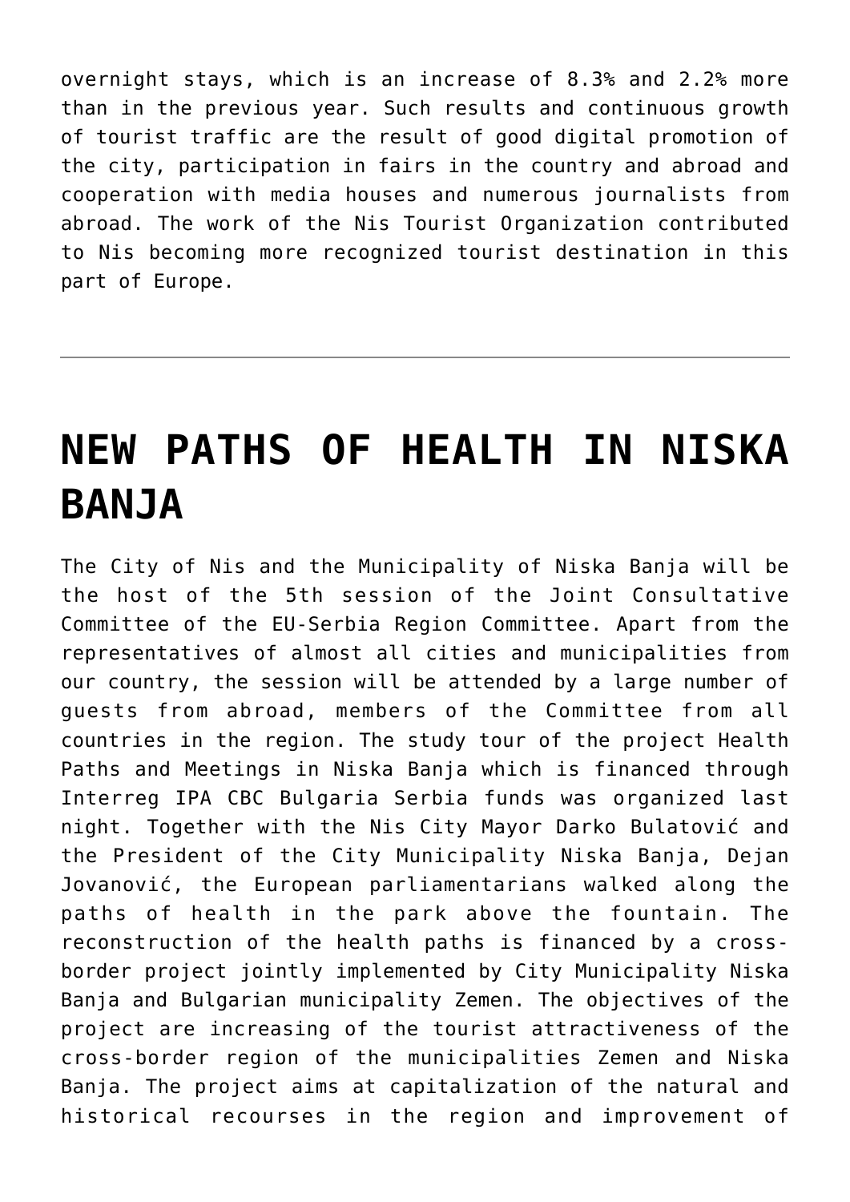overnight stays, which is an increase of 8.3% and 2.2% more than in the previous year. Such results and continuous growth of tourist traffic are the result of good digital promotion of the city, participation in fairs in the country and abroad and cooperation with media houses and numerous journalists from abroad. The work of the Nis Tourist Organization contributed to Nis becoming more recognized tourist destination in this part of Europe.

---

# NEW PATHS OF HEALTH IN NISKA BANJA

The City of Nis and the Municipality of Niska Banja will be the host of the 5th session of the Joint Consultative Committee of the EU-Serbia Region Committee. Apart from the representatives of almost all cities and municipalities from our country, the session will be attended by a large number of guests from abroad, members of the Committee from all countries in the region. The study tour of the project Health Paths and Meetings in Niska Banja which is financed through Interreg IPA CBC Bulgaria Serbia funds was organized last night. Together with the Nis City Mayor Darko Bulatović and the President of the City Municipality Niska Banja, Dejan Jovanović, the European parliamentarians walked along the paths of health in the park above the fountain. The reconstruction of the health paths is financed by a cross-border project jointly implemented by City Municipality Niska Banja and Bulgarian municipality Zemen. The objectives of the project are increasing of the tourist attractiveness of the cross-border region of the municipalities Zemen and Niska Banja. The project aims at capitalization of the natural and historical recourses in the region and improvement of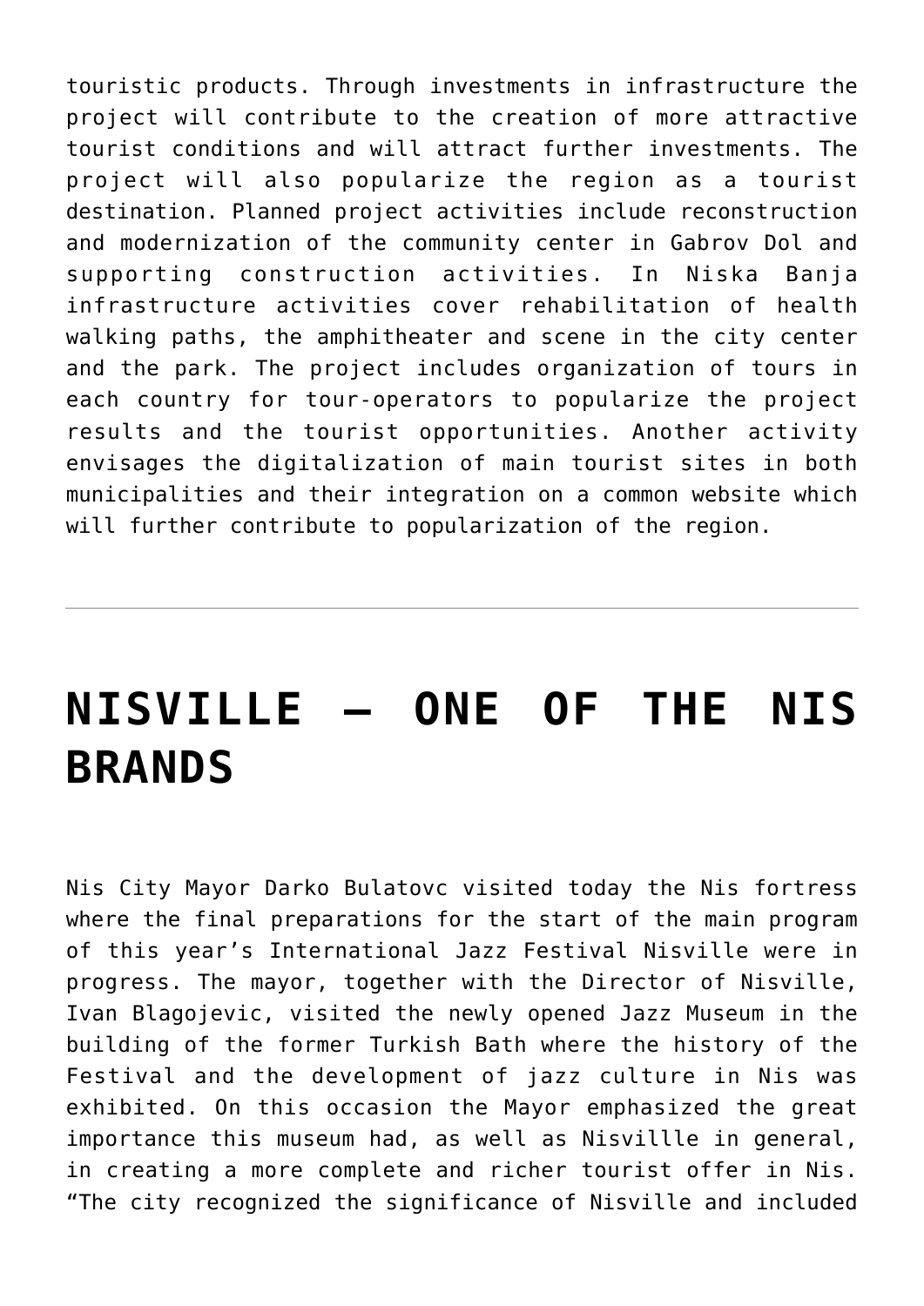touristic products. Through investments in infrastructure the project will contribute to the creation of more attractive tourist conditions and will attract further investments. The project will also popularize the region as a tourist destination. Planned project activities include reconstruction and modernization of the community center in Gabrov Dol and supporting construction activities. In Niska Banja infrastructure activities cover rehabilitation of health walking paths, the amphitheater and scene in the city center and the park. The project includes organization of tours in each country for tour-operators to popularize the project results and the tourist opportunities. Another activity envisages the digitalization of main tourist sites in both municipalities and their integration on a common website which will further contribute to popularization of the region.

---

# NISVILLE – ONE OF THE NIS BRANDS

Nis City Mayor Darko Bulatovc visited today the Nis fortress where the final preparations for the start of the main program of this year's International Jazz Festival Nisville were in progress. The mayor, together with the Director of Nisville, Ivan Blagojevic, visited the newly opened Jazz Museum in the building of the former Turkish Bath where the history of the Festival and the development of jazz culture in Nis was exhibited. On this occasion the Mayor emphasized the great importance this museum had, as well as Nisvillle in general, in creating a more complete and richer tourist offer in Nis. "The city recognized the significance of Nisville and included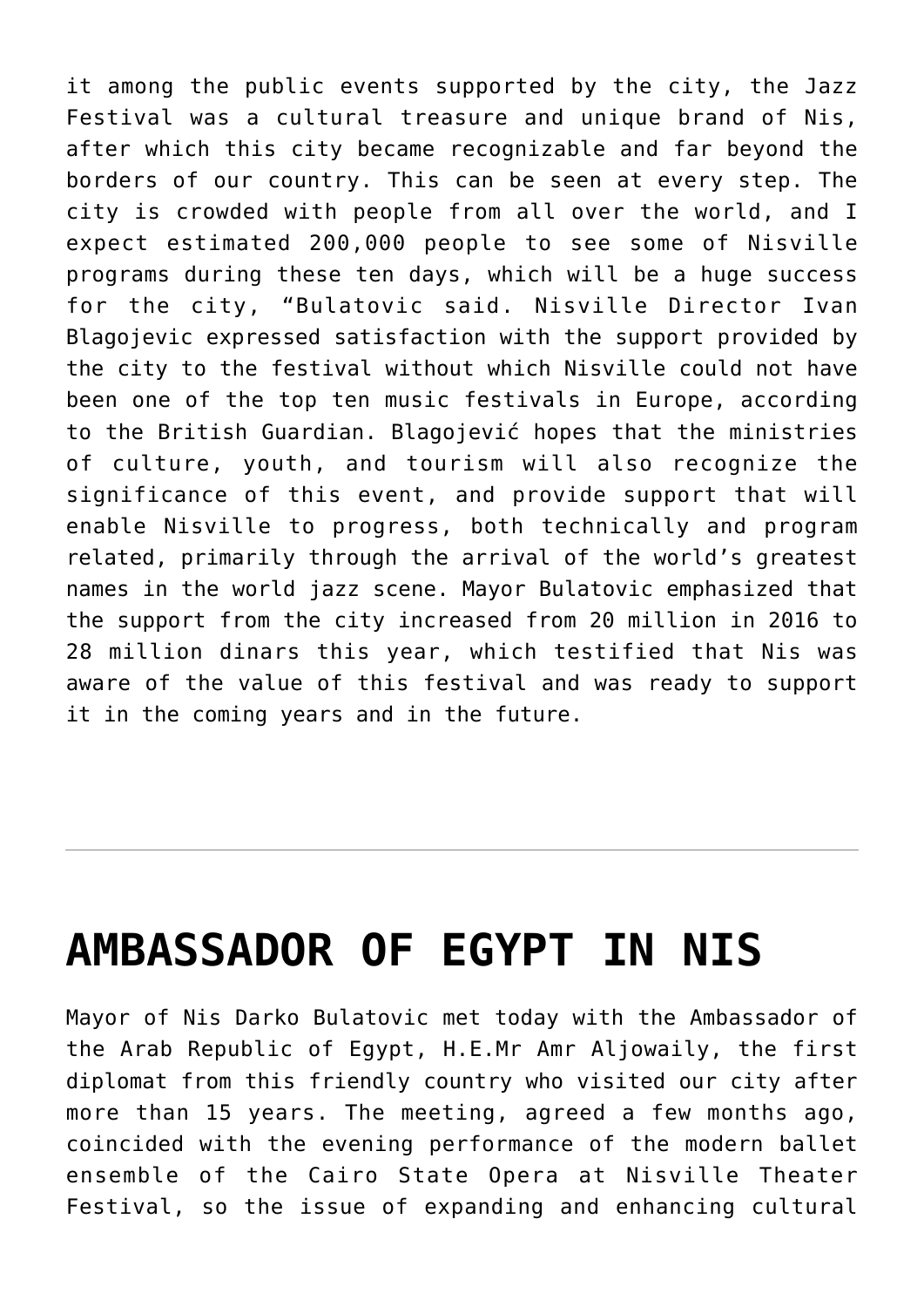it among the public events supported by the city, the Jazz Festival was a cultural treasure and unique brand of Nis, after which this city became recognizable and far beyond the borders of our country. This can be seen at every step. The city is crowded with people from all over the world, and I expect estimated 200,000 people to see some of Nisville programs during these ten days, which will be a huge success for the city, "Bulatovic said. Nisville Director Ivan Blagojevic expressed satisfaction with the support provided by the city to the festival without which Nisville could not have been one of the top ten music festivals in Europe, according to the British Guardian. Blagojević hopes that the ministries of culture, youth, and tourism will also recognize the significance of this event, and provide support that will enable Nisville to progress, both technically and program related, primarily through the arrival of the world's greatest names in the world jazz scene. Mayor Bulatovic emphasized that the support from the city increased from 20 million in 2016 to 28 million dinars this year, which testified that Nis was aware of the value of this festival and was ready to support it in the coming years and in the future.

---

# AMBASSADOR OF EGYPT IN NIS

Mayor of Nis Darko Bulatovic met today with the Ambassador of the Arab Republic of Egypt, H.E.Mr Amr Aljowaily, the first diplomat from this friendly country who visited our city after more than 15 years. The meeting, agreed a few months ago, coincided with the evening performance of the modern ballet ensemble of the Cairo State Opera at Nisville Theater Festival, so the issue of expanding and enhancing cultural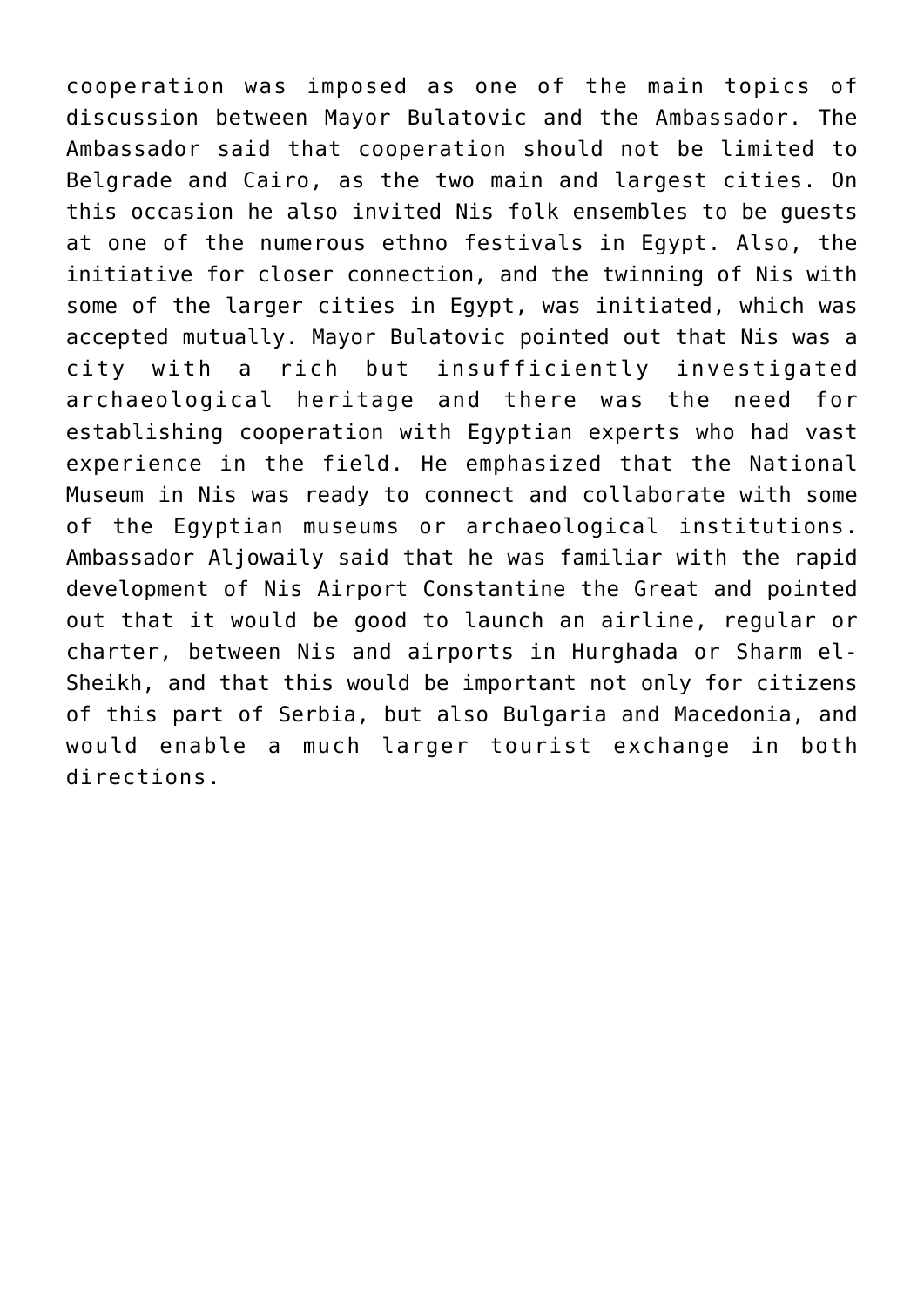cooperation was imposed as one of the main topics of discussion between Mayor Bulatovic and the Ambassador. The Ambassador said that cooperation should not be limited to Belgrade and Cairo, as the two main and largest cities. On this occasion he also invited Nis folk ensembles to be guests at one of the numerous ethno festivals in Egypt. Also, the initiative for closer connection, and the twinning of Nis with some of the larger cities in Egypt, was initiated, which was accepted mutually. Mayor Bulatovic pointed out that Nis was a city with a rich but insufficiently investigated archaeological heritage and there was the need for establishing cooperation with Egyptian experts who had vast experience in the field. He emphasized that the National Museum in Nis was ready to connect and collaborate with some of the Egyptian museums or archaeological institutions. Ambassador Aljowaily said that he was familiar with the rapid development of Nis Airport Constantine the Great and pointed out that it would be good to launch an airline, regular or charter, between Nis and airports in Hurghada or Sharm el-Sheikh, and that this would be important not only for citizens of this part of Serbia, but also Bulgaria and Macedonia, and would enable a much larger tourist exchange in both directions.